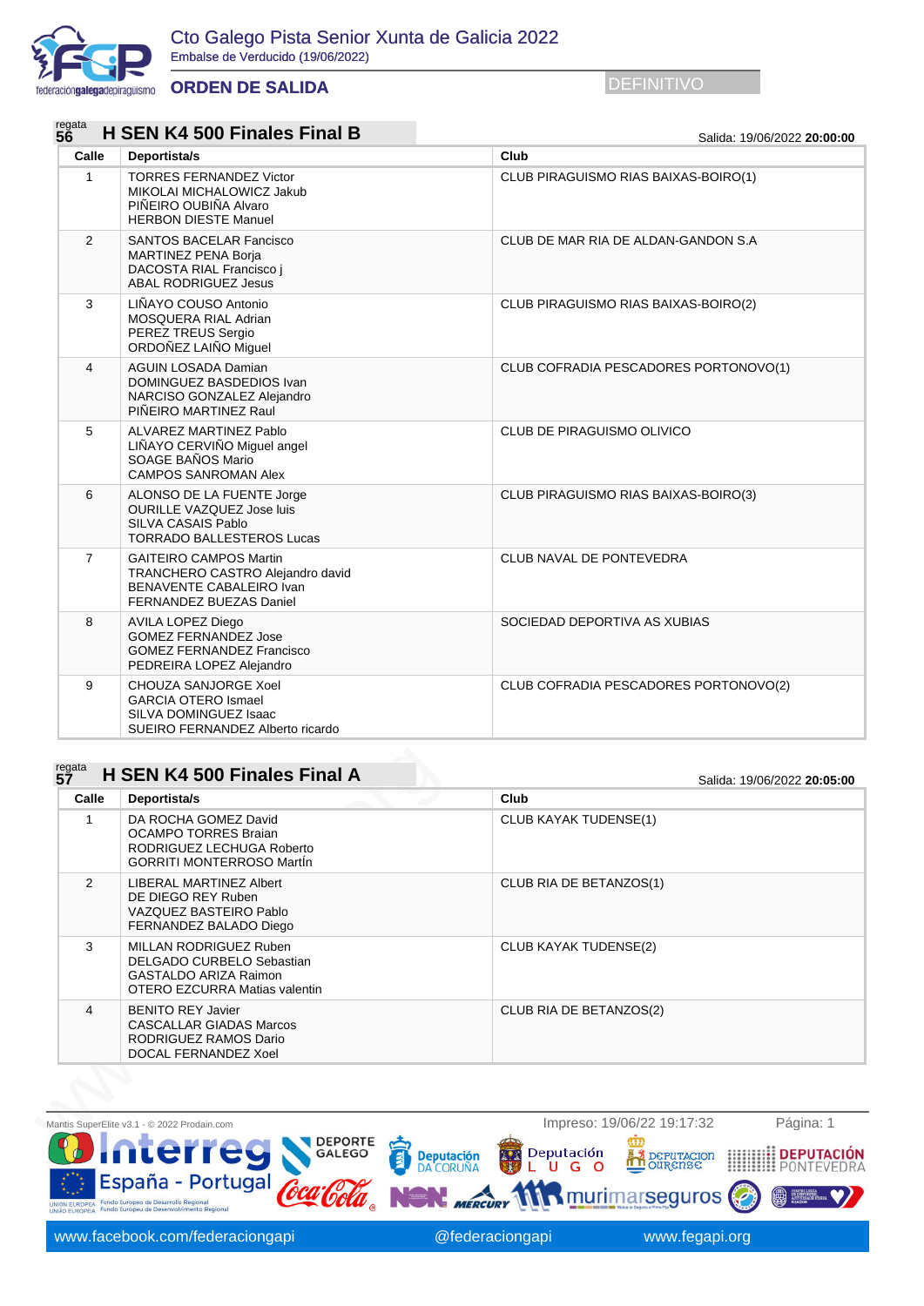# Cto Galego Pista Senior Xunta de Galicia 2022

Embalse de Verducido (19/06/2022)

## ORDEN DE SALIDA

DEFINITIVO

### regata 56 — H SEN K4 500 Finales Final B

Salida: 19/06/2022 **20:00:00**

| Calle | Deportista/s | Club |
|---|---|---|
| 1 | TORRES FERNANDEZ Victor<br>MIKOLAI MICHALOWICZ Jakub<br>PIÑEIRO OUBIÑA Alvaro<br>HERBON DIESTE Manuel | CLUB PIRAGUISMO RIAS BAIXAS-BOIRO(1) |
| 2 | SANTOS BACELAR Fancisco<br>MARTINEZ PENA Borja<br>DACOSTA RIAL Francisco j<br>ABAL RODRIGUEZ Jesus | CLUB DE MAR RIA DE ALDAN-GANDON S.A |
| 3 | LIÑAYO COUSO Antonio<br>MOSQUERA RIAL Adrian<br>PEREZ TREUS Sergio<br>ORDOÑEZ LAIÑO Miguel | CLUB PIRAGUISMO RIAS BAIXAS-BOIRO(2) |
| 4 | AGUIN LOSADA Damian<br>DOMINGUEZ BASDEDIOS Ivan<br>NARCISO GONZALEZ Alejandro<br>PIÑEIRO MARTINEZ Raul | CLUB COFRADIA PESCADORES PORTONOVO(1) |
| 5 | ALVAREZ MARTINEZ Pablo<br>LIÑAYO CERVIÑO Miguel angel<br>SOAGE BAÑOS Mario<br>CAMPOS SANROMAN Alex | CLUB DE PIRAGUISMO OLIVICO |
| 6 | ALONSO DE LA FUENTE Jorge<br>OURILLE VAZQUEZ Jose luis<br>SILVA CASAIS Pablo<br>TORRADO BALLESTEROS Lucas | CLUB PIRAGUISMO RIAS BAIXAS-BOIRO(3) |
| 7 | GAITEIRO CAMPOS Martin<br>TRANCHERO CASTRO Alejandro david<br>BENAVENTE CABALEIRO Ivan<br>FERNANDEZ BUEZAS Daniel | CLUB NAVAL DE PONTEVEDRA |
| 8 | AVILA LOPEZ Diego<br>GOMEZ FERNANDEZ Jose<br>GOMEZ FERNANDEZ Francisco<br>PEDREIRA LOPEZ Alejandro | SOCIEDAD DEPORTIVA AS XUBIAS |
| 9 | CHOUZA SANJORGE Xoel<br>GARCIA OTERO Ismael<br>SILVA DOMINGUEZ Isaac<br>SUEIRO FERNANDEZ Alberto ricardo | CLUB COFRADIA PESCADORES PORTONOVO(2) |

### regata 57 — H SEN K4 500 Finales Final A

Salida: 19/06/2022 **20:05:00**

| Calle | Deportista/s | Club |
|---|---|---|
| 1 | DA ROCHA GOMEZ David<br>OCAMPO TORRES Braian<br>RODRIGUEZ LECHUGA Roberto<br>GORRITI MONTERROSO MartÍn | CLUB KAYAK TUDENSE(1) |
| 2 | LIBERAL MARTINEZ Albert<br>DE DIEGO REY Ruben<br>VAZQUEZ BASTEIRO Pablo<br>FERNANDEZ BALADO Diego | CLUB RIA DE BETANZOS(1) |
| 3 | MILLAN RODRIGUEZ Ruben<br>DELGADO CURBELO Sebastian<br>GASTALDO ARIZA Raimon<br>OTERO EZCURRA Matias valentin | CLUB KAYAK TUDENSE(2) |
| 4 | BENITO REY Javier<br>CASCALLAR GIADAS Marcos<br>RODRIGUEZ RAMOS Dario<br>DOCAL FERNANDEZ Xoel | CLUB RIA DE BETANZOS(2) |

Mantis SuperElite v3.1 - © 2022 Prodain.com — Impreso: 19/06/22 19:17:32

www.facebook.com/federaciongapi — @federaciongapi — www.fegapi.org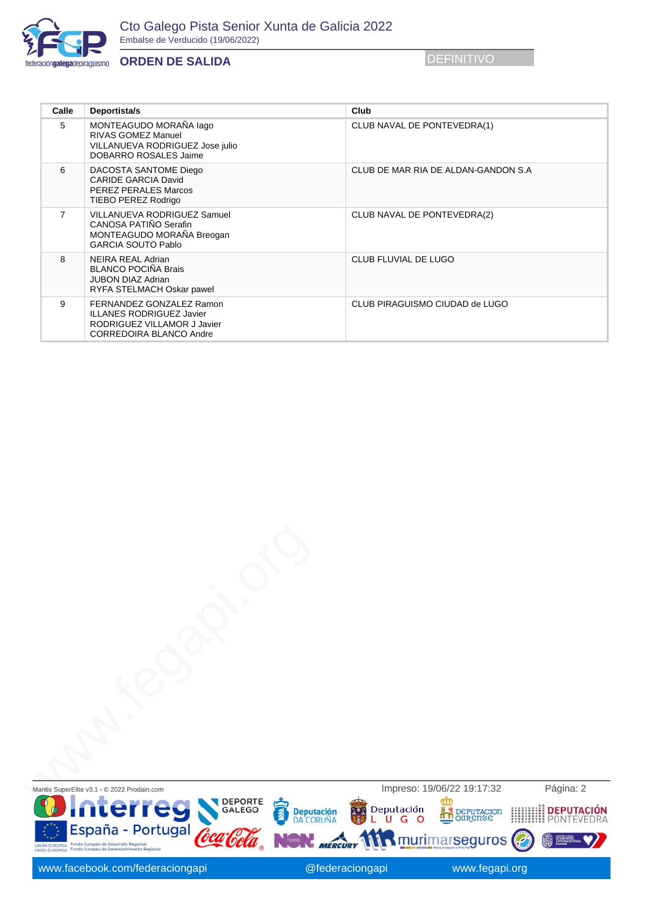# Cto Galego Pista Senior Xunta de Galicia 2022

Embalse de Verducido (19/06/2022)

## ORDEN DE SALIDA

DEFINITIVO

| Calle | Deportista/s | Club |
|---|---|---|
| 5 | MONTEAGUDO MORAÑA Iago<br>RIVAS GOMEZ Manuel<br>VILLANUEVA RODRIGUEZ Jose julio<br>DOBARRO ROSALES Jaime | CLUB NAVAL DE PONTEVEDRA(1) |
| 6 | DACOSTA SANTOME Diego<br>CARIDE GARCIA David<br>PEREZ PERALES Marcos<br>TIEBO PEREZ Rodrigo | CLUB DE MAR RIA DE ALDAN-GANDON S.A |
| 7 | VILLANUEVA RODRIGUEZ Samuel<br>CANOSA PATIÑO Serafin<br>MONTEAGUDO MORAÑA Breogan<br>GARCIA SOUTO Pablo | CLUB NAVAL DE PONTEVEDRA(2) |
| 8 | NEIRA REAL Adrian<br>BLANCO POCIÑA Brais<br>JUBON DIAZ Adrian<br>RYFA STELMACH Oskar pawel | CLUB FLUVIAL DE LUGO |
| 9 | FERNANDEZ GONZALEZ Ramon<br>ILLANES RODRIGUEZ Javier<br>RODRIGUEZ VILLAMOR J Javier<br>CORREDOIRA BLANCO Andre | CLUB PIRAGUISMO CIUDAD de LUGO |

Mantis SuperElite v3.1 - © 2022 Prodain.com Impreso: 19/06/22 19:17:32

www.facebook.com/federaciongapi @federaciongapi www.fegapi.org